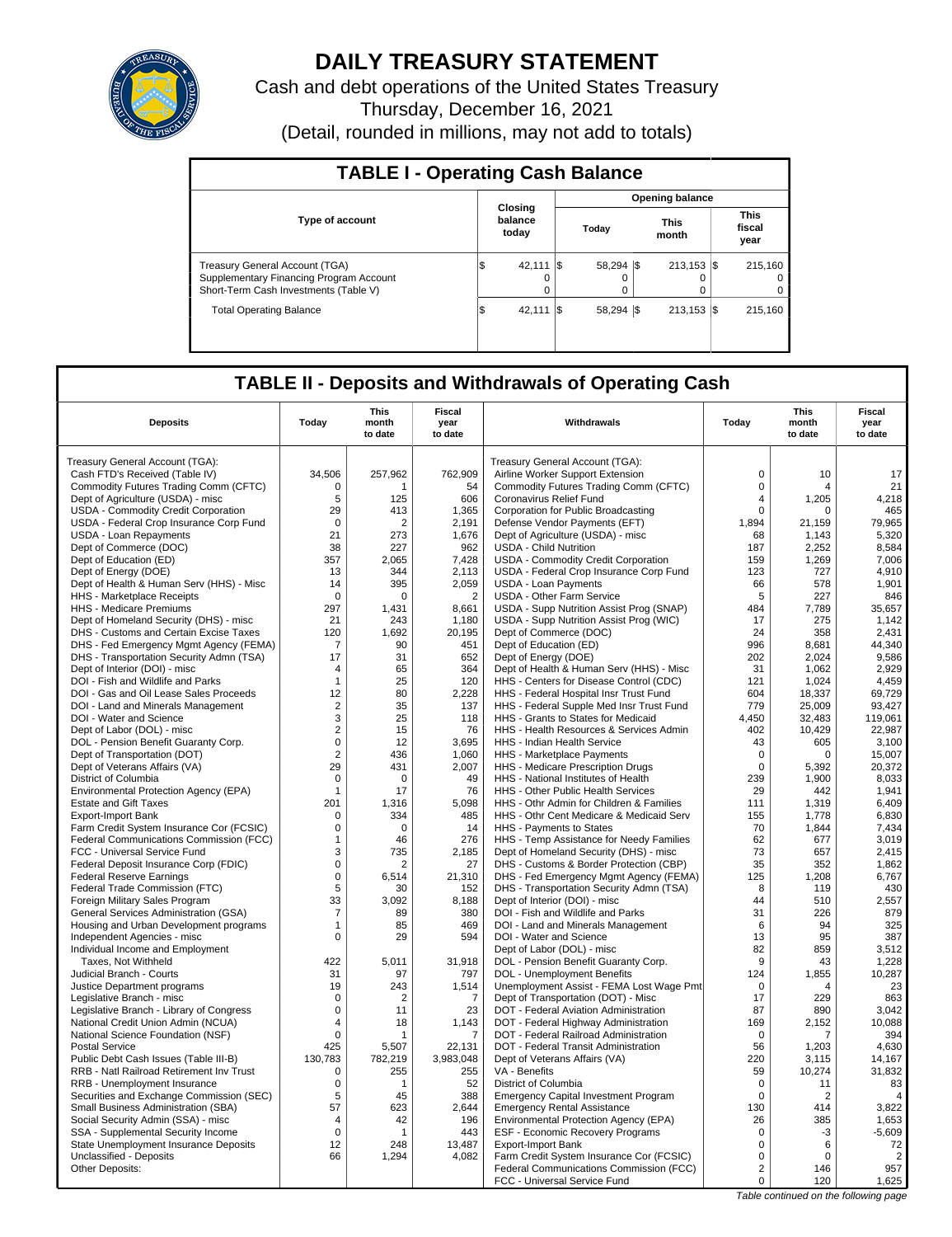# DAILY TREASURY STATEMENT

Cash and debt operations of the United States Treasury

Thursday, December 16, 2021

(Detail, rounded in millions, may not add to totals)

## TABLE I - Operating Cash Balance

| Type of account | Closing balance today | Opening balance | | |
|---|---|---|---|---|
| | | Today | This month | This fiscal year |
| Treasury General Account (TGA) | $ 42,111 | $ 58,294 | $ 213,153 | $ 215,160 |
| Supplementary Financing Program Account | 0 | 0 | 0 | 0 |
| Short-Term Cash Investments (Table V) | 0 | 0 | 0 | 0 |
| Total Operating Balance | $ 42,111 | $ 58,294 | $ 213,153 | $ 215,160 |

## TABLE II - Deposits and Withdrawals of Operating Cash

| Deposits | Today | This month to date | Fiscal year to date | Withdrawals | Today | This month to date | Fiscal year to date |
|---|---|---|---|---|---|---|---|
| Treasury General Account (TGA): | | | | Treasury General Account (TGA): | | | |
| Cash FTD's Received (Table IV) | 34,506 | 257,962 | 762,909 | Airline Worker Support Extension | 0 | 10 | 17 |
| Commodity Futures Trading Comm (CFTC) | 0 | 1 | 54 | Commodity Futures Trading Comm (CFTC) | 0 | 4 | 21 |
| Dept of Agriculture (USDA) - misc | 5 | 125 | 606 | Coronavirus Relief Fund | 4 | 1,205 | 4,218 |
| USDA - Commodity Credit Corporation | 29 | 413 | 1,365 | Corporation for Public Broadcasting | 0 | 0 | 465 |
| USDA - Federal Crop Insurance Corp Fund | 0 | 2 | 2,191 | Defense Vendor Payments (EFT) | 1,894 | 21,159 | 79,965 |
| USDA - Loan Repayments | 21 | 273 | 1,676 | Dept of Agriculture (USDA) - misc | 68 | 1,143 | 5,320 |
| Dept of Commerce (DOC) | 38 | 227 | 962 | USDA - Child Nutrition | 187 | 2,252 | 8,584 |
| Dept of Education (ED) | 357 | 2,065 | 7,428 | USDA - Commodity Credit Corporation | 159 | 1,269 | 7,006 |
| Dept of Energy (DOE) | 13 | 344 | 2,113 | USDA - Federal Crop Insurance Corp Fund | 123 | 727 | 4,910 |
| Dept of Health & Human Serv (HHS) - Misc | 14 | 395 | 2,059 | USDA - Loan Payments | 66 | 578 | 1,901 |
| HHS - Marketplace Receipts | 0 | 0 | 2 | USDA - Other Farm Service | 5 | 227 | 846 |
| HHS - Medicare Premiums | 297 | 1,431 | 8,661 | USDA - Supp Nutrition Assist Prog (SNAP) | 484 | 7,789 | 35,657 |
| Dept of Homeland Security (DHS) - misc | 21 | 243 | 1,180 | USDA - Supp Nutrition Assist Prog (WIC) | 17 | 275 | 1,142 |
| DHS - Customs and Certain Excise Taxes | 120 | 1,692 | 20,195 | Dept of Commerce (DOC) | 24 | 358 | 2,431 |
| DHS - Fed Emergency Mgmt Agency (FEMA) | 7 | 90 | 451 | Dept of Education (ED) | 996 | 8,681 | 44,340 |
| DHS - Transportation Security Admn (TSA) | 17 | 31 | 652 | Dept of Energy (DOE) | 202 | 2,024 | 9,586 |
| Dept of Interior (DOI) - misc | 4 | 65 | 364 | Dept of Health & Human Serv (HHS) - Misc | 31 | 1,062 | 2,929 |
| DOI - Fish and Wildlife and Parks | 1 | 25 | 120 | HHS - Centers for Disease Control (CDC) | 121 | 1,024 | 4,459 |
| DOI - Gas and Oil Lease Sales Proceeds | 12 | 80 | 2,228 | HHS - Federal Hospital Insr Trust Fund | 604 | 18,337 | 69,729 |
| DOI - Land and Minerals Management | 2 | 35 | 137 | HHS - Federal Supple Med Insr Trust Fund | 779 | 25,009 | 93,427 |
| DOI - Water and Science | 3 | 25 | 118 | HHS - Grants to States for Medicaid | 4,450 | 32,483 | 119,061 |
| Dept of Labor (DOL) - misc | 2 | 15 | 76 | HHS - Health Resources & Services Admin | 402 | 10,429 | 22,987 |
| DOL - Pension Benefit Guaranty Corp. | 0 | 12 | 3,695 | HHS - Indian Health Service | 43 | 605 | 3,100 |
| Dept of Transportation (DOT) | 2 | 436 | 1,060 | HHS - Marketplace Payments | 0 | 0 | 15,007 |
| Dept of Veterans Affairs (VA) | 29 | 431 | 2,007 | HHS - Medicare Prescription Drugs | 0 | 5,392 | 20,372 |
| District of Columbia | 0 | 0 | 49 | HHS - National Institutes of Health | 239 | 1,900 | 8,033 |
| Environmental Protection Agency (EPA) | 1 | 17 | 76 | HHS - Other Public Health Services | 29 | 442 | 1,941 |
| Estate and Gift Taxes | 201 | 1,316 | 5,098 | HHS - Othr Admin for Children & Families | 111 | 1,319 | 6,409 |
| Export-Import Bank | 0 | 334 | 485 | HHS - Othr Cent Medicare & Medicaid Serv | 155 | 1,778 | 6,830 |
| Farm Credit System Insurance Cor (FCSIC) | 0 | 0 | 14 | HHS - Payments to States | 70 | 1,844 | 7,434 |
| Federal Communications Commission (FCC) | 1 | 46 | 276 | HHS - Temp Assistance for Needy Families | 62 | 677 | 3,019 |
| FCC - Universal Service Fund | 3 | 735 | 2,185 | Dept of Homeland Security (DHS) - misc | 73 | 657 | 2,415 |
| Federal Deposit Insurance Corp (FDIC) | 0 | 2 | 27 | DHS - Customs & Border Protection (CBP) | 35 | 352 | 1,862 |
| Federal Reserve Earnings | 0 | 6,514 | 21,310 | DHS - Fed Emergency Mgmt Agency (FEMA) | 125 | 1,208 | 6,767 |
| Federal Trade Commission (FTC) | 5 | 30 | 152 | DHS - Transportation Security Admn (TSA) | 8 | 119 | 430 |
| Foreign Military Sales Program | 33 | 3,092 | 8,188 | Dept of Interior (DOI) - misc | 44 | 510 | 2,557 |
| General Services Administration (GSA) | 7 | 89 | 380 | DOI - Fish and Wildlife and Parks | 31 | 226 | 879 |
| Housing and Urban Development programs | 1 | 85 | 469 | DOI - Land and Minerals Management | 6 | 94 | 325 |
| Independent Agencies - misc | 0 | 29 | 594 | DOI - Water and Science | 13 | 95 | 387 |
| Individual Income and Employment | | | | Dept of Labor (DOL) - misc | 82 | 859 | 3,512 |
| Taxes, Not Withheld | 422 | 5,011 | 31,918 | DOL - Pension Benefit Guaranty Corp. | 9 | 43 | 1,228 |
| Judicial Branch - Courts | 31 | 97 | 797 | DOL - Unemployment Benefits | 124 | 1,855 | 10,287 |
| Justice Department programs | 19 | 243 | 1,514 | Unemployment Assist - FEMA Lost Wage Pmt | 0 | 4 | 23 |
| Legislative Branch - misc | 0 | 2 | 7 | Dept of Transportation (DOT) - Misc | 17 | 229 | 863 |
| Legislative Branch - Library of Congress | 0 | 11 | 23 | DOT - Federal Aviation Administration | 87 | 890 | 3,042 |
| National Credit Union Admin (NCUA) | 4 | 18 | 1,143 | DOT - Federal Highway Administration | 169 | 2,152 | 10,088 |
| National Science Foundation (NSF) | 0 | 1 | 7 | DOT - Federal Railroad Administration | 0 | 7 | 394 |
| Postal Service | 425 | 5,507 | 22,131 | DOT - Federal Transit Administration | 56 | 1,203 | 4,630 |
| Public Debt Cash Issues (Table III-B) | 130,783 | 782,219 | 3,983,048 | Dept of Veterans Affairs (VA) | 220 | 3,115 | 14,167 |
| RRB - Natl Railroad Retirement Inv Trust | 0 | 255 | 255 | VA - Benefits | 59 | 10,274 | 31,832 |
| RRB - Unemployment Insurance | 0 | 1 | 52 | District of Columbia | 0 | 11 | 83 |
| Securities and Exchange Commission (SEC) | 5 | 45 | 388 | Emergency Capital Investment Program | 0 | 2 | 4 |
| Small Business Administration (SBA) | 57 | 623 | 2,644 | Emergency Rental Assistance | 130 | 414 | 3,822 |
| Social Security Admin (SSA) - misc | 4 | 42 | 196 | Environmental Protection Agency (EPA) | 26 | 385 | 1,653 |
| SSA - Supplemental Security Income | 0 | 1 | 443 | ESF - Economic Recovery Programs | 0 | -3 | -5,609 |
| State Unemployment Insurance Deposits | 12 | 248 | 13,487 | Export-Import Bank | 0 | 6 | 72 |
| Unclassified - Deposits | 66 | 1,294 | 4,082 | Farm Credit System Insurance Cor (FCSIC) | 0 | 0 | 2 |
| Other Deposits: | | | | Federal Communications Commission (FCC) | 2 | 146 | 957 |
| | | | | FCC - Universal Service Fund | 0 | 120 | 1,625 |

*Table continued on the following page*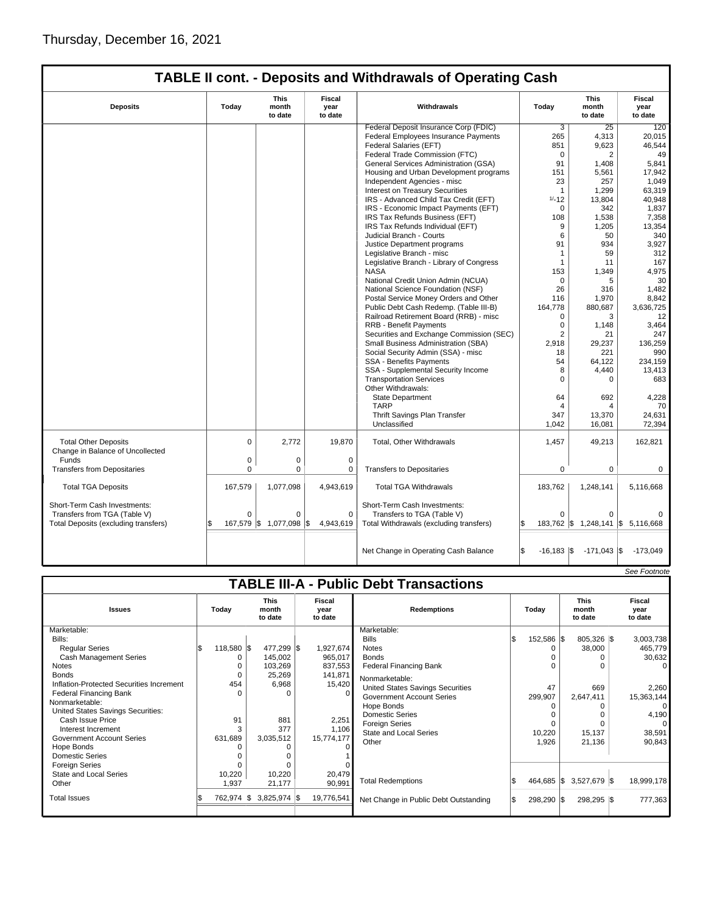Thursday, December 16, 2021

## TABLE II cont. - Deposits and Withdrawals of Operating Cash

| Deposits | Today | This month to date | Fiscal year to date | Withdrawals | Today | This month to date | Fiscal year to date |
|---|---|---|---|---|---|---|---|
| | | | | Federal Deposit Insurance Corp (FDIC) | 3 | 25 | 120 |
| | | | | Federal Employees Insurance Payments | 265 | 4,313 | 20,015 |
| | | | | Federal Salaries (EFT) | 851 | 9,623 | 46,544 |
| | | | | Federal Trade Commission (FTC) | 0 | 2 | 49 |
| | | | | General Services Administration (GSA) | 91 | 1,408 | 5,841 |
| | | | | Housing and Urban Development programs | 151 | 5,561 | 17,942 |
| | | | | Independent Agencies - misc | 23 | 257 | 1,049 |
| | | | | Interest on Treasury Securities | 1 | 1,299 | 63,319 |
| | | | | IRS - Advanced Child Tax Credit (EFT) | 1/-12 | 13,804 | 40,948 |
| | | | | IRS - Economic Impact Payments (EFT) | 0 | 342 | 1,837 |
| | | | | IRS Tax Refunds Business (EFT) | 108 | 1,538 | 7,358 |
| | | | | IRS Tax Refunds Individual (EFT) | 9 | 1,205 | 13,354 |
| | | | | Judicial Branch - Courts | 6 | 50 | 340 |
| | | | | Justice Department programs | 91 | 934 | 3,927 |
| | | | | Legislative Branch - misc | 1 | 59 | 312 |
| | | | | Legislative Branch - Library of Congress | 1 | 11 | 167 |
| | | | | NASA | 153 | 1,349 | 4,975 |
| | | | | National Credit Union Admin (NCUA) | 0 | 5 | 30 |
| | | | | National Science Foundation (NSF) | 26 | 316 | 1,482 |
| | | | | Postal Service Money Orders and Other | 116 | 1,970 | 8,842 |
| | | | | Public Debt Cash Redemp. (Table III-B) | 164,778 | 880,687 | 3,636,725 |
| | | | | Railroad Retirement Board (RRB) - misc | 0 | 3 | 12 |
| | | | | RRB - Benefit Payments | 0 | 1,148 | 3,464 |
| | | | | Securities and Exchange Commission (SEC) | 2 | 21 | 247 |
| | | | | Small Business Administration (SBA) | 2,918 | 29,237 | 136,259 |
| | | | | Social Security Admin (SSA) - misc | 18 | 221 | 990 |
| | | | | SSA - Benefits Payments | 54 | 64,122 | 234,159 |
| | | | | SSA - Supplemental Security Income | 8 | 4,440 | 13,413 |
| | | | | Transportation Services | 0 | 0 | 683 |
| | | | | Other Withdrawals: | | | |
| | | | | State Department | 64 | 692 | 4,228 |
| | | | | TARP | 4 | 4 | 70 |
| | | | | Thrift Savings Plan Transfer | 347 | 13,370 | 24,631 |
| | | | | Unclassified | 1,042 | 16,081 | 72,394 |
| Total Other Deposits | 0 | 2,772 | 19,870 | Total, Other Withdrawals | 1,457 | 49,213 | 162,821 |
| Change in Balance of Uncollected Funds | 0 | 0 | 0 | | | | |
| Transfers from Depositaries | 0 | 0 | 0 | Transfers to Depositaries | 0 | 0 | 0 |
| Total TGA Deposits | 167,579 | 1,077,098 | 4,943,619 | Total TGA Withdrawals | 183,762 | 1,248,141 | 5,116,668 |
| Short-Term Cash Investments: | | | | Short-Term Cash Investments: | | | |
| Transfers from TGA (Table V) | 0 | 0 | 0 | Transfers to TGA (Table V) | 0 | 0 | 0 |
| Total Deposits (excluding transfers) | $ 167,579 | $ 1,077,098 | $ 4,943,619 | Total Withdrawals (excluding transfers) | $ 183,762 | $ 1,248,141 | $ 5,116,668 |
| | | | | Net Change in Operating Cash Balance | $ -16,183 | $ -171,043 | $ -173,049 |

*See Footnote*

## TABLE III-A - Public Debt Transactions

| Issues | Today | This month to date | Fiscal year to date | Redemptions | Today | This month to date | Fiscal year to date |
|---|---|---|---|---|---|---|---|
| Marketable: | | | | Marketable: | | | |
| Bills: | | | | Bills | $ 152,586 | $ 805,326 | $ 3,003,738 |
| Regular Series | $ 118,580 | $ 477,299 | $ 1,927,674 | Notes | 0 | 38,000 | 465,779 |
| Cash Management Series | 0 | 145,002 | 965,017 | Bonds | 0 | 0 | 30,632 |
| Notes | 0 | 103,269 | 837,553 | Federal Financing Bank | 0 | 0 | 0 |
| Bonds | 0 | 25,269 | 141,871 | Nonmarketable: | | | |
| Inflation-Protected Securities Increment | 454 | 6,968 | 15,420 | United States Savings Securities | 47 | 669 | 2,260 |
| Federal Financing Bank | 0 | 0 | 0 | Government Account Series | 299,907 | 2,647,411 | 15,363,144 |
| Nonmarketable: | | | | Hope Bonds | 0 | 0 | 0 |
| United States Savings Securities: | | | | Domestic Series | 0 | 0 | 4,190 |
| Cash Issue Price | 91 | 881 | 2,251 | Foreign Series | 0 | 0 | 0 |
| Interest Increment | 3 | 377 | 1,106 | State and Local Series | 10,220 | 15,137 | 38,591 |
| Government Account Series | 631,689 | 3,035,512 | 15,774,177 | Other | 1,926 | 21,136 | 90,843 |
| Hope Bonds | 0 | 0 | 0 | | | | |
| Domestic Series | 0 | 0 | 1 | | | | |
| Foreign Series | 0 | 0 | 0 | | | | |
| State and Local Series | 10,220 | 10,220 | 20,479 | | | | |
| Other | 1,937 | 21,177 | 90,991 | Total Redemptions | $ 464,685 | $ 3,527,679 | $ 18,999,178 |
| Total Issues | $ 762,974 | $ 3,825,974 | $ 19,776,541 | Net Change in Public Debt Outstanding | $ 298,290 | $ 298,295 | $ 777,363 |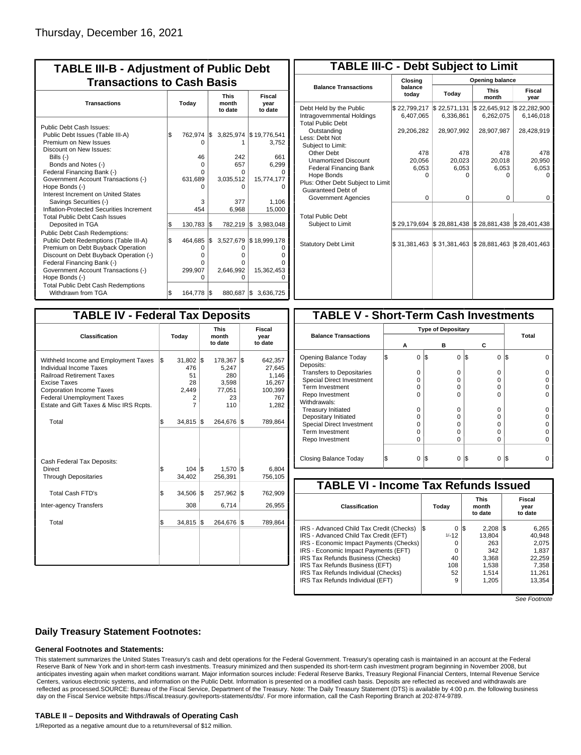Thursday, December 16, 2021

## TABLE III-B - Adjustment of Public Debt Transactions to Cash Basis

| Transactions | Today | This month to date | Fiscal year to date |
|---|---|---|---|
| Public Debt Cash Issues: | | | |
| Public Debt Issues (Table III-A) | $ 762,974 | $ 3,825,974 | $ 19,776,541 |
| Premium on New Issues | 0 | 1 | 3,752 |
| Discount on New Issues: | | | |
| Bills (-) | 46 | 242 | 661 |
| Bonds and Notes (-) | 0 | 657 | 6,299 |
| Federal Financing Bank (-) | 0 | 0 | 0 |
| Government Account Transactions (-) | 631,689 | 3,035,512 | 15,774,177 |
| Hope Bonds (-) | 0 | 0 | 0 |
| Interest Increment on United States Savings Securities (-) | 3 | 377 | 1,106 |
| Inflation-Protected Securities Increment | 454 | 6,968 | 15,000 |
| Total Public Debt Cash Issues Deposited in TGA | $ 130,783 | $ 782,219 | $ 3,983,048 |
| Public Debt Cash Redemptions: | | | |
| Public Debt Redemptions (Table III-A) | $ 464,685 | $ 3,527,679 | $ 18,999,178 |
| Premium on Debt Buyback Operation | 0 | 0 | 0 |
| Discount on Debt Buyback Operation (-) | 0 | 0 | 0 |
| Federal Financing Bank (-) | 0 | 0 | 0 |
| Government Account Transactions (-) | 299,907 | 2,646,992 | 15,362,453 |
| Hope Bonds (-) | 0 | 0 | 0 |
| Total Public Debt Cash Redemptions Withdrawn from TGA | $ 164,778 | $ 880,687 | $ 3,636,725 |

## TABLE III-C - Debt Subject to Limit

| Balance Transactions | Closing balance today | Opening balance Today | Opening balance This month | Opening balance Fiscal year |
|---|---|---|---|---|
| Debt Held by the Public | $ 22,799,217 | $ 22,571,131 | $ 22,645,912 | $ 22,282,900 |
| Intragovernmental Holdings | 6,407,065 | 6,336,861 | 6,262,075 | 6,146,018 |
| Total Public Debt Outstanding | 29,206,282 | 28,907,992 | 28,907,987 | 28,428,919 |
| Less: Debt Not Subject to Limit: | | | | |
| Other Debt | 478 | 478 | 478 | 478 |
| Unamortized Discount | 20,056 | 20,023 | 20,018 | 20,950 |
| Federal Financing Bank | 6,053 | 6,053 | 6,053 | 6,053 |
| Hope Bonds | 0 | 0 | 0 | 0 |
| Plus: Other Debt Subject to Limit Guaranteed Debt of Government Agencies | 0 | 0 | 0 | 0 |
| Total Public Debt Subject to Limit | $ 29,179,694 | $ 28,881,438 | $ 28,881,438 | $ 28,401,438 |
| Statutory Debt Limit | $ 31,381,463 | $ 31,381,463 | $ 28,881,463 | $ 28,401,463 |

## TABLE IV - Federal Tax Deposits

| Classification | Today | This month to date | Fiscal year to date |
|---|---|---|---|
| Withheld Income and Employment Taxes | $ 31,802 | $ 178,367 | $ 642,357 |
| Individual Income Taxes | 476 | 5,247 | 27,645 |
| Railroad Retirement Taxes | 51 | 280 | 1,146 |
| Excise Taxes | 28 | 3,598 | 16,267 |
| Corporation Income Taxes | 2,449 | 77,051 | 100,399 |
| Federal Unemployment Taxes | 2 | 23 | 767 |
| Estate and Gift Taxes & Misc IRS Rcpts. | 7 | 110 | 1,282 |
| Total | $ 34,815 | $ 264,676 | $ 789,864 |
| Cash Federal Tax Deposits: | | | |
| Direct | $ 104 | $ 1,570 | $ 6,804 |
| Through Depositaries | 34,402 | 256,391 | 756,105 |
| Total Cash FTD's | $ 34,506 | $ 257,962 | $ 762,909 |
| Inter-agency Transfers | 308 | 6,714 | 26,955 |
| Total | $ 34,815 | $ 264,676 | $ 789,864 |

## TABLE V - Short-Term Cash Investments

| Balance Transactions | Type of Depositary A | B | C | Total |
|---|---|---|---|---|
| Opening Balance Today | $ 0 | $ 0 | $ 0 | $ 0 |
| Deposits: | | | | |
| Transfers to Depositaries | 0 | 0 | 0 | 0 |
| Special Direct Investment | 0 | 0 | 0 | 0 |
| Term Investment | 0 | 0 | 0 | 0 |
| Repo Investment | 0 | 0 | 0 | 0 |
| Withdrawals: | | | | |
| Treasury Initiated | 0 | 0 | 0 | 0 |
| Depositary Initiated | 0 | 0 | 0 | 0 |
| Special Direct Investment | 0 | 0 | 0 | 0 |
| Term Investment | 0 | 0 | 0 | 0 |
| Repo Investment | 0 | 0 | 0 | 0 |
| Closing Balance Today | $ 0 | $ 0 | $ 0 | $ 0 |

## TABLE VI - Income Tax Refunds Issued

| Classification | Today | This month to date | Fiscal year to date |
|---|---|---|---|
| IRS - Advanced Child Tax Credit (Checks) | $ 0 | $ 2,208 | $ 6,265 |
| IRS - Advanced Child Tax Credit (EFT) | 1/-12 | 13,804 | 40,948 |
| IRS - Economic Impact Payments (Checks) | 0 | 263 | 2,075 |
| IRS - Economic Impact Payments (EFT) | 0 | 342 | 1,837 |
| IRS Tax Refunds Business (Checks) | 40 | 3,368 | 22,259 |
| IRS Tax Refunds Business (EFT) | 108 | 1,538 | 7,358 |
| IRS Tax Refunds Individual (Checks) | 52 | 1,514 | 11,261 |
| IRS Tax Refunds Individual (EFT) | 9 | 1,205 | 13,354 |

*See Footnote*

### Daily Treasury Statement Footnotes:

#### General Footnotes and Statements:

This statement summarizes the United States Treasury's cash and debt operations for the Federal Government. Treasury's operating cash is maintained in an account at the Federal Reserve Bank of New York and in short-term cash investments. Treasury minimized and then suspended its short-term cash investment program beginning in November 2008, but anticipates investing again when market conditions warrant. Major information sources include: Federal Reserve Banks, Treasury Regional Financial Centers, Internal Revenue Service Centers, various electronic systems, and information on the Public Debt. Information is presented on a modified cash basis. Deposits are reflected as received and withdrawals are reflected as processed.SOURCE: Bureau of the Fiscal Service, Department of the Treasury. Note: The Daily Treasury Statement (DTS) is available by 4:00 p.m. the following business day on the Fiscal Service website https://fiscal.treasury.gov/reports-statements/dts/. For more information, call the Cash Reporting Branch at 202-874-9789.

#### TABLE II – Deposits and Withdrawals of Operating Cash

1/Reported as a negative amount due to a return/reversal of $12 million.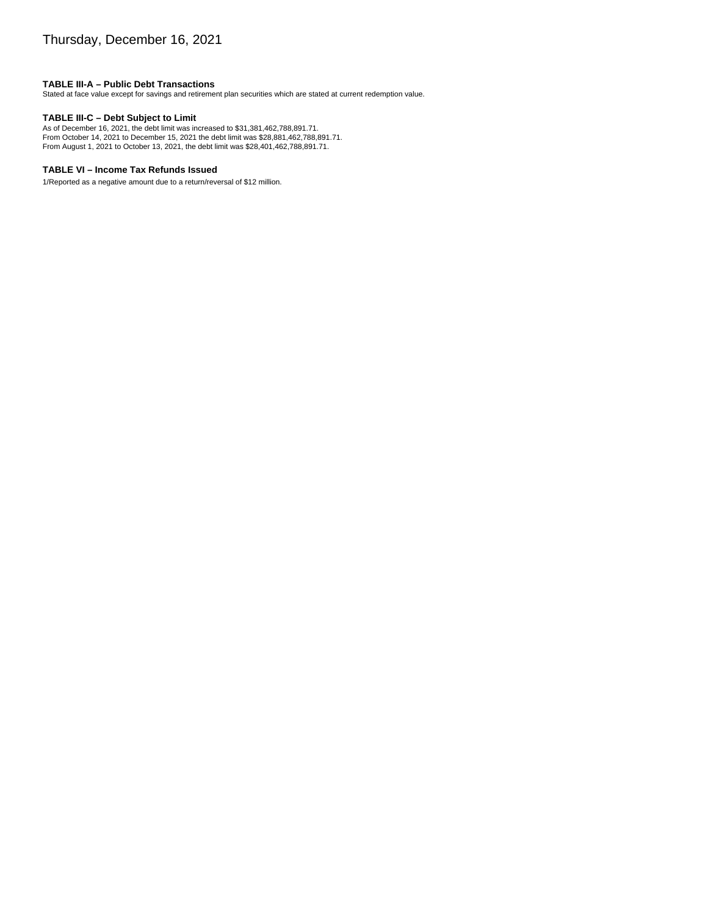Thursday, December 16, 2021

**TABLE III-A – Public Debt Transactions**

Stated at face value except for savings and retirement plan securities which are stated at current redemption value.

**TABLE III-C – Debt Subject to Limit**

As of December 16, 2021, the debt limit was increased to $31,381,462,788,891.71.
From October 14, 2021 to December 15, 2021 the debt limit was $28,881,462,788,891.71.
From August 1, 2021 to October 13, 2021, the debt limit was $28,401,462,788,891.71.

**TABLE VI – Income Tax Refunds Issued**

1/Reported as a negative amount due to a return/reversal of $12 million.